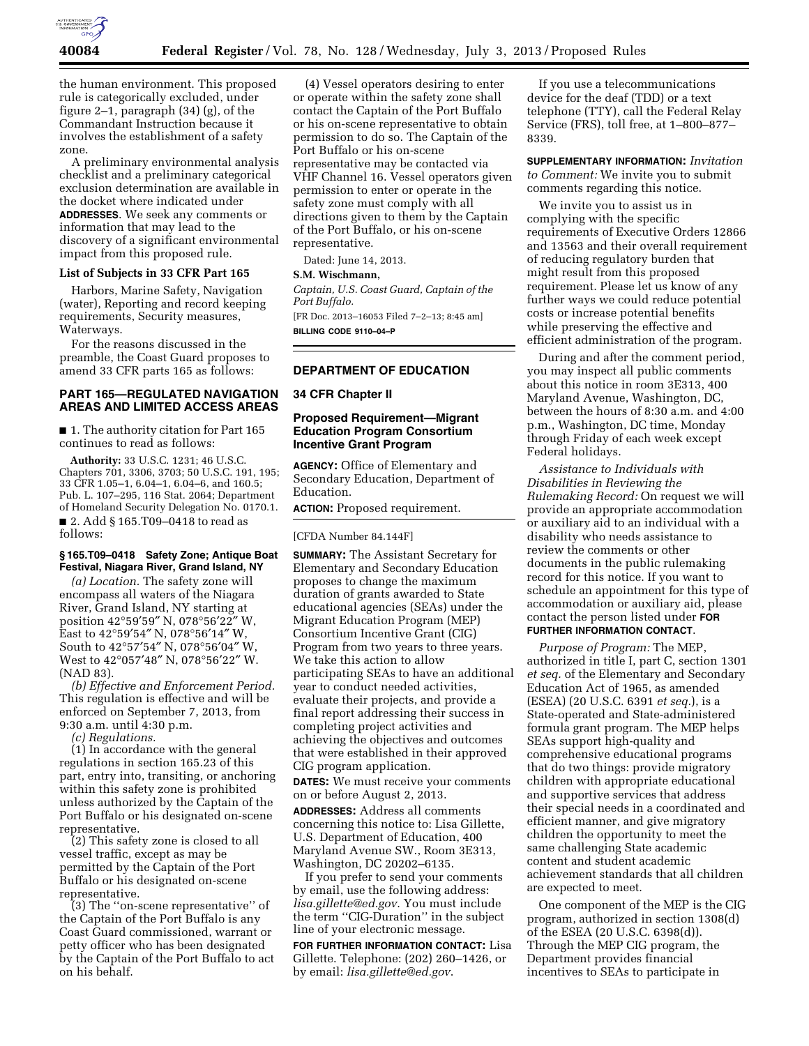the human environment. This proposed rule is categorically excluded, under figure 2–1, paragraph (34) (g), of the Commandant Instruction because it involves the establishment of a safety zone.

A preliminary environmental analysis checklist and a preliminary categorical exclusion determination are available in the docket where indicated under **ADDRESSES**. We seek any comments or information that may lead to the discovery of a significant environmental impact from this proposed rule.

### List of Subjects in 33 CFR Part 165

Harbors, Marine Safety, Navigation (water), Reporting and record keeping requirements, Security measures, Waterways.

For the reasons discussed in the preamble, the Coast Guard proposes to amend 33 CFR parts 165 as follows:

## PART 165—REGULATED NAVIGATION AREAS AND LIMITED ACCESS AREAS

■ 1. The authority citation for Part 165 continues to read as follows:

**Authority:** 33 U.S.C. 1231; 46 U.S.C. Chapters 701, 3306, 3703; 50 U.S.C. 191, 195; 33 CFR 1.05–1, 6.04–1, 6.04–6, and 160.5; Pub. L. 107–295, 116 Stat. 2064; Department of Homeland Security Delegation No. 0170.1.

■ 2. Add § 165.T09–0418 to read as follows:

### § 165.T09–0418 Safety Zone; Antique Boat Festival, Niagara River, Grand Island, NY

*(a) Location.* The safety zone will encompass all waters of the Niagara River, Grand Island, NY starting at position 42°59′59″ N, 078°56′22″ W, East to 42°59′54″ N, 078°56′14″ W, South to 42°57′54″ N, 078°56′04″ W, West to 42°057′48″ N, 078°56′22″ W. (NAD 83).

*(b) Effective and Enforcement Period.* This regulation is effective and will be enforced on September 7, 2013, from 9:30 a.m. until 4:30 p.m.

*(c) Regulations.*

(1) In accordance with the general regulations in section 165.23 of this part, entry into, transiting, or anchoring within this safety zone is prohibited unless authorized by the Captain of the Port Buffalo or his designated on-scene representative.

(2) This safety zone is closed to all vessel traffic, except as may be permitted by the Captain of the Port Buffalo or his designated on-scene representative.

(3) The ''on-scene representative'' of the Captain of the Port Buffalo is any Coast Guard commissioned, warrant or petty officer who has been designated by the Captain of the Port Buffalo to act on his behalf.

(4) Vessel operators desiring to enter or operate within the safety zone shall contact the Captain of the Port Buffalo or his on-scene representative to obtain permission to do so. The Captain of the Port Buffalo or his on-scene representative may be contacted via VHF Channel 16. Vessel operators given permission to enter or operate in the safety zone must comply with all directions given to them by the Captain of the Port Buffalo, or his on-scene representative.

Dated: June 14, 2013.

**S.M. Wischmann,**

*Captain, U.S. Coast Guard, Captain of the Port Buffalo.*

[FR Doc. 2013–16053 Filed 7–2–13; 8:45 am]

**BILLING CODE 9110–04–P**

---

## DEPARTMENT OF EDUCATION

### 34 CFR Chapter II

### Proposed Requirement—Migrant Education Program Consortium Incentive Grant Program

**AGENCY:** Office of Elementary and Secondary Education, Department of Education.

**ACTION:** Proposed requirement.

[CFDA Number 84.144F]

**SUMMARY:** The Assistant Secretary for Elementary and Secondary Education proposes to change the maximum duration of grants awarded to State educational agencies (SEAs) under the Migrant Education Program (MEP) Consortium Incentive Grant (CIG) Program from two years to three years. We take this action to allow participating SEAs to have an additional year to conduct needed activities, evaluate their projects, and provide a final report addressing their success in completing project activities and achieving the objectives and outcomes that were established in their approved CIG program application.

**DATES:** We must receive your comments on or before August 2, 2013.

**ADDRESSES:** Address all comments concerning this notice to: Lisa Gillette, U.S. Department of Education, 400 Maryland Avenue SW., Room 3E313, Washington, DC 20202–6135.

If you prefer to send your comments by email, use the following address: *lisa.gillette@ed.gov*. You must include the term ''CIG-Duration'' in the subject line of your electronic message.

**FOR FURTHER INFORMATION CONTACT:** Lisa Gillette. Telephone: (202) 260–1426, or by email: *lisa.gillette@ed.gov*.

If you use a telecommunications device for the deaf (TDD) or a text telephone (TTY), call the Federal Relay Service (FRS), toll free, at 1–800–877–8339.

**SUPPLEMENTARY INFORMATION:** *Invitation to Comment:* We invite you to submit comments regarding this notice.

We invite you to assist us in complying with the specific requirements of Executive Orders 12866 and 13563 and their overall requirement of reducing regulatory burden that might result from this proposed requirement. Please let us know of any further ways we could reduce potential costs or increase potential benefits while preserving the effective and efficient administration of the program.

During and after the comment period, you may inspect all public comments about this notice in room 3E313, 400 Maryland Avenue, Washington, DC, between the hours of 8:30 a.m. and 4:00 p.m., Washington, DC time, Monday through Friday of each week except Federal holidays.

*Assistance to Individuals with Disabilities in Reviewing the Rulemaking Record:* On request we will provide an appropriate accommodation or auxiliary aid to an individual with a disability who needs assistance to review the comments or other documents in the public rulemaking record for this notice. If you want to schedule an appointment for this type of accommodation or auxiliary aid, please contact the person listed under **FOR FURTHER INFORMATION CONTACT**.

*Purpose of Program:* The MEP, authorized in title I, part C, section 1301 *et seq.* of the Elementary and Secondary Education Act of 1965, as amended (ESEA) (20 U.S.C. 6391 *et seq.*), is a State-operated and State-administered formula grant program. The MEP helps SEAs support high-quality and comprehensive educational programs that do two things: provide migratory children with appropriate educational and supportive services that address their special needs in a coordinated and efficient manner, and give migratory children the opportunity to meet the same challenging State academic content and student academic achievement standards that all children are expected to meet.

One component of the MEP is the CIG program, authorized in section 1308(d) of the ESEA (20 U.S.C. 6398(d)). Through the MEP CIG program, the Department provides financial incentives to SEAs to participate in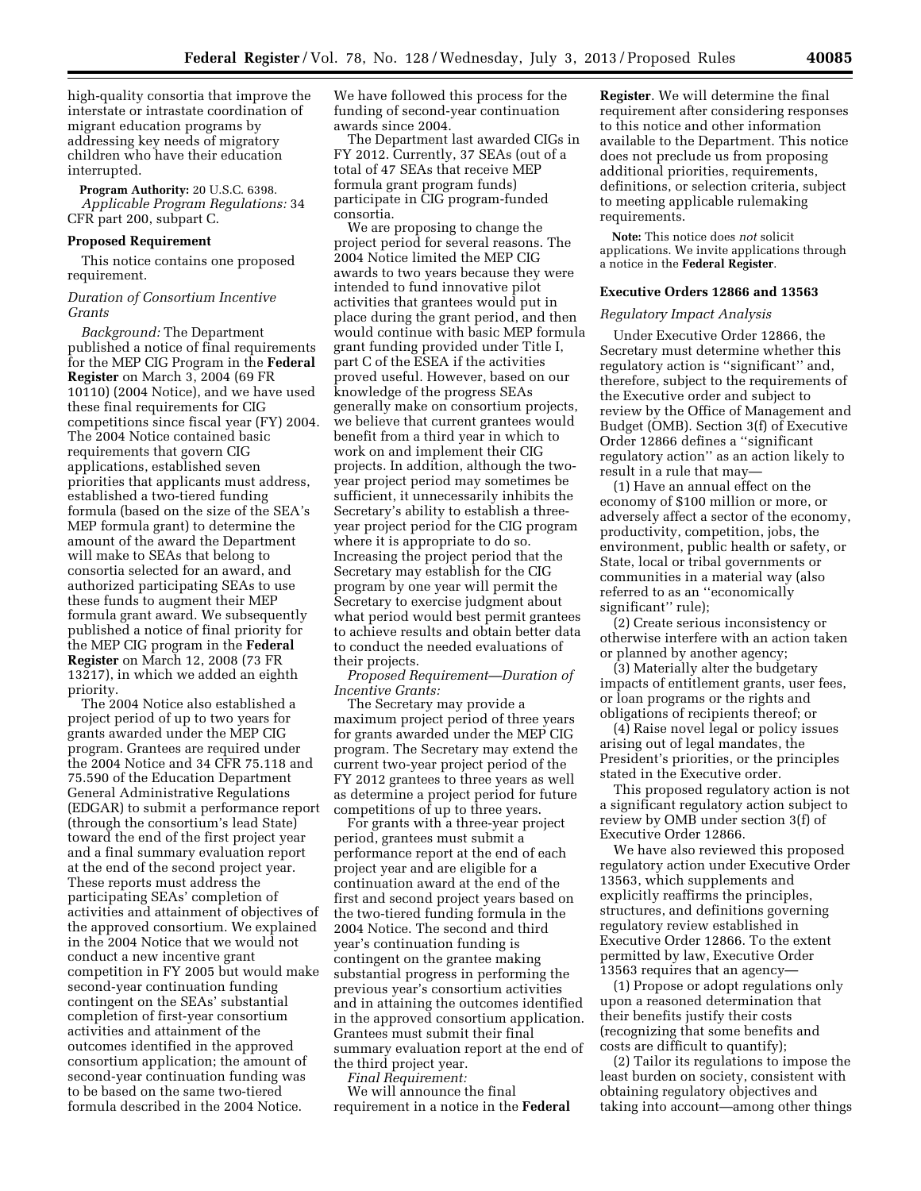high-quality consortia that improve the interstate or intrastate coordination of migrant education programs by addressing key needs of migratory children who have their education interrupted.

**Program Authority:** 20 U.S.C. 6398.

*Applicable Program Regulations:* 34 CFR part 200, subpart C.

### Proposed Requirement

This notice contains one proposed requirement.

#### *Duration of Consortium Incentive Grants*

*Background:* The Department published a notice of final requirements for the MEP CIG Program in the **Federal Register** on March 3, 2004 (69 FR 10110) (2004 Notice), and we have used these final requirements for CIG competitions since fiscal year (FY) 2004. The 2004 Notice contained basic requirements that govern CIG applications, established seven priorities that applicants must address, established a two-tiered funding formula (based on the size of the SEA's MEP formula grant) to determine the amount of the award the Department will make to SEAs that belong to consortia selected for an award, and authorized participating SEAs to use these funds to augment their MEP formula grant award. We subsequently published a notice of final priority for the MEP CIG program in the **Federal Register** on March 12, 2008 (73 FR 13217), in which we added an eighth priority.

The 2004 Notice also established a project period of up to two years for grants awarded under the MEP CIG program. Grantees are required under the 2004 Notice and 34 CFR 75.118 and 75.590 of the Education Department General Administrative Regulations (EDGAR) to submit a performance report (through the consortium's lead State) toward the end of the first project year and a final summary evaluation report at the end of the second project year. These reports must address the participating SEAs' completion of activities and attainment of objectives of the approved consortium. We explained in the 2004 Notice that we would not conduct a new incentive grant competition in FY 2005 but would make second-year continuation funding contingent on the SEAs' substantial completion of first-year consortium activities and attainment of the outcomes identified in the approved consortium application; the amount of second-year continuation funding was to be based on the same two-tiered formula described in the 2004 Notice. We have followed this process for the funding of second-year continuation awards since 2004.

The Department last awarded CIGs in FY 2012. Currently, 37 SEAs (out of a total of 47 SEAs that receive MEP formula grant program funds) participate in CIG program-funded consortia.

We are proposing to change the project period for several reasons. The 2004 Notice limited the MEP CIG awards to two years because they were intended to fund innovative pilot activities that grantees would put in place during the grant period, and then would continue with basic MEP formula grant funding provided under Title I, part C of the ESEA if the activities proved useful. However, based on our knowledge of the progress SEAs generally make on consortium projects, we believe that current grantees would benefit from a third year in which to work on and implement their CIG projects. In addition, although the two-year project period may sometimes be sufficient, it unnecessarily inhibits the Secretary's ability to establish a three-year project period for the CIG program where it is appropriate to do so. Increasing the project period that the Secretary may establish for the CIG program by one year will permit the Secretary to exercise judgment about what period would best permit grantees to achieve results and obtain better data to conduct the needed evaluations of their projects.

*Proposed Requirement—Duration of Incentive Grants:*

The Secretary may provide a maximum project period of three years for grants awarded under the MEP CIG program. The Secretary may extend the current two-year project period of the FY 2012 grantees to three years as well as determine a project period for future competitions of up to three years.

For grants with a three-year project period, grantees must submit a performance report at the end of each project year and are eligible for a continuation award at the end of the first and second project years based on the two-tiered funding formula in the 2004 Notice. The second and third year's continuation funding is contingent on the grantee making substantial progress in performing the previous year's consortium activities and in attaining the outcomes identified in the approved consortium application. Grantees must submit their final summary evaluation report at the end of the third project year.

*Final Requirement:*

We will announce the final requirement in a notice in the **Federal Register**. We will determine the final requirement after considering responses to this notice and other information available to the Department. This notice does not preclude us from proposing additional priorities, requirements, definitions, or selection criteria, subject to meeting applicable rulemaking requirements.

**Note:** This notice does *not* solicit applications. We invite applications through a notice in the **Federal Register**.

### Executive Orders 12866 and 13563

#### *Regulatory Impact Analysis*

Under Executive Order 12866, the Secretary must determine whether this regulatory action is ''significant'' and, therefore, subject to the requirements of the Executive order and subject to review by the Office of Management and Budget (OMB). Section 3(f) of Executive Order 12866 defines a ''significant regulatory action'' as an action likely to result in a rule that may—

(1) Have an annual effect on the economy of $100 million or more, or adversely affect a sector of the economy, productivity, competition, jobs, the environment, public health or safety, or State, local or tribal governments or communities in a material way (also referred to as an ''economically significant'' rule);

(2) Create serious inconsistency or otherwise interfere with an action taken or planned by another agency;

(3) Materially alter the budgetary impacts of entitlement grants, user fees, or loan programs or the rights and obligations of recipients thereof; or

(4) Raise novel legal or policy issues arising out of legal mandates, the President's priorities, or the principles stated in the Executive order.

This proposed regulatory action is not a significant regulatory action subject to review by OMB under section 3(f) of Executive Order 12866.

We have also reviewed this proposed regulatory action under Executive Order 13563, which supplements and explicitly reaffirms the principles, structures, and definitions governing regulatory review established in Executive Order 12866. To the extent permitted by law, Executive Order 13563 requires that an agency—

(1) Propose or adopt regulations only upon a reasoned determination that their benefits justify their costs (recognizing that some benefits and costs are difficult to quantify);

(2) Tailor its regulations to impose the least burden on society, consistent with obtaining regulatory objectives and taking into account—among other things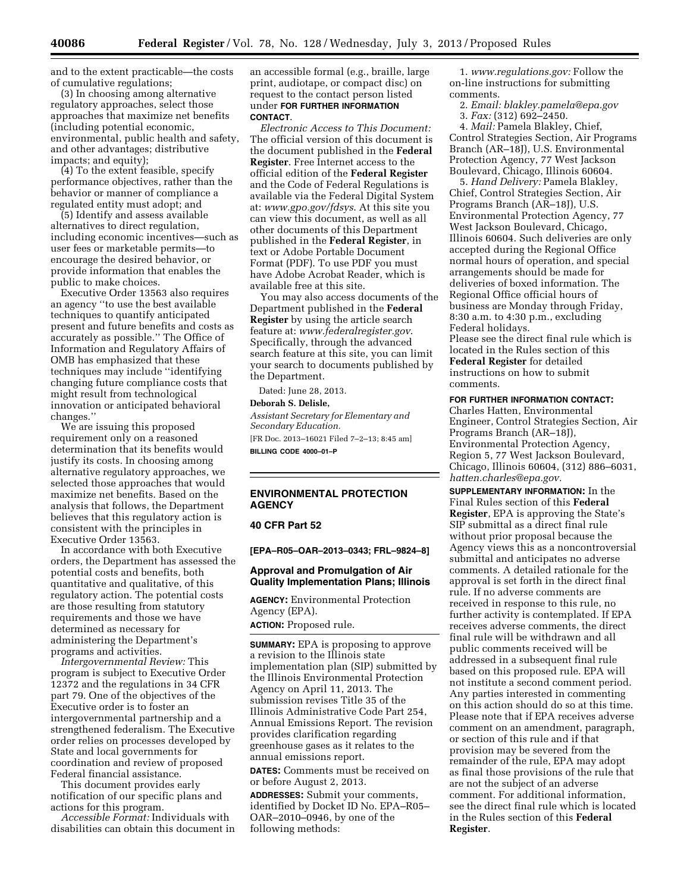and to the extent practicable—the costs of cumulative regulations;

(3) In choosing among alternative regulatory approaches, select those approaches that maximize net benefits (including potential economic, environmental, public health and safety, and other advantages; distributive impacts; and equity);

(4) To the extent feasible, specify performance objectives, rather than the behavior or manner of compliance a regulated entity must adopt; and

(5) Identify and assess available alternatives to direct regulation, including economic incentives—such as user fees or marketable permits—to encourage the desired behavior, or provide information that enables the public to make choices.

Executive Order 13563 also requires an agency ''to use the best available techniques to quantify anticipated present and future benefits and costs as accurately as possible.'' The Office of Information and Regulatory Affairs of OMB has emphasized that these techniques may include ''identifying changing future compliance costs that might result from technological innovation or anticipated behavioral changes.''

We are issuing this proposed requirement only on a reasoned determination that its benefits would justify its costs. In choosing among alternative regulatory approaches, we selected those approaches that would maximize net benefits. Based on the analysis that follows, the Department believes that this regulatory action is consistent with the principles in Executive Order 13563.

In accordance with both Executive orders, the Department has assessed the potential costs and benefits, both quantitative and qualitative, of this regulatory action. The potential costs are those resulting from statutory requirements and those we have determined as necessary for administering the Department's programs and activities.

*Intergovernmental Review:* This program is subject to Executive Order 12372 and the regulations in 34 CFR part 79. One of the objectives of the Executive order is to foster an intergovernmental partnership and a strengthened federalism. The Executive order relies on processes developed by State and local governments for coordination and review of proposed Federal financial assistance.

This document provides early notification of our specific plans and actions for this program.

*Accessible Format:* Individuals with disabilities can obtain this document in an accessible formal (e.g., braille, large print, audiotape, or compact disc) on request to the contact person listed under **FOR FURTHER INFORMATION CONTACT**.

*Electronic Access to This Document:* The official version of this document is the document published in the **Federal Register**. Free Internet access to the official edition of the **Federal Register** and the Code of Federal Regulations is available via the Federal Digital System at: *www.gpo.gov/fdsys*. At this site you can view this document, as well as all other documents of this Department published in the **Federal Register**, in text or Adobe Portable Document Format (PDF). To use PDF you must have Adobe Acrobat Reader, which is available free at this site.

You may also access documents of the Department published in the **Federal Register** by using the article search feature at: *www.federalregister.gov*. Specifically, through the advanced search feature at this site, you can limit your search to documents published by the Department.

Dated: June 28, 2013.

**Deborah S. Delisle,**

*Assistant Secretary for Elementary and Secondary Education.*

[FR Doc. 2013–16021 Filed 7–2–13; 8:45 am]

**BILLING CODE 4000–01–P**

---

## ENVIRONMENTAL PROTECTION AGENCY

### 40 CFR Part 52

**[EPA–R05–OAR–2013–0343; FRL–9824–8]**

### Approval and Promulgation of Air Quality Implementation Plans; Illinois

**AGENCY:** Environmental Protection Agency (EPA).

**ACTION:** Proposed rule.

**SUMMARY:** EPA is proposing to approve a revision to the Illinois state implementation plan (SIP) submitted by the Illinois Environmental Protection Agency on April 11, 2013. The submission revises Title 35 of the Illinois Administrative Code Part 254, Annual Emissions Report. The revision provides clarification regarding greenhouse gases as it relates to the annual emissions report.

**DATES:** Comments must be received on or before August 2, 2013.

**ADDRESSES:** Submit your comments, identified by Docket ID No. EPA–R05–OAR–2010–0946, by one of the following methods:

1. *www.regulations.gov:* Follow the on-line instructions for submitting comments.

2. *Email: blakley.pamela@epa.gov*

3. *Fax:* (312) 692–2450.

4. *Mail:* Pamela Blakley, Chief, Control Strategies Section, Air Programs Branch (AR–18J), U.S. Environmental Protection Agency, 77 West Jackson Boulevard, Chicago, Illinois 60604.

5. *Hand Delivery:* Pamela Blakley, Chief, Control Strategies Section, Air Programs Branch (AR–18J), U.S. Environmental Protection Agency, 77 West Jackson Boulevard, Chicago, Illinois 60604. Such deliveries are only accepted during the Regional Office normal hours of operation, and special arrangements should be made for deliveries of boxed information. The Regional Office official hours of business are Monday through Friday, 8:30 a.m. to 4:30 p.m., excluding Federal holidays.

Please see the direct final rule which is located in the Rules section of this **Federal Register** for detailed instructions on how to submit comments.

**FOR FURTHER INFORMATION CONTACT:** Charles Hatten, Environmental Engineer, Control Strategies Section, Air Programs Branch (AR–18J), Environmental Protection Agency, Region 5, 77 West Jackson Boulevard, Chicago, Illinois 60604, (312) 886–6031, *hatten.charles@epa.gov.*

**SUPPLEMENTARY INFORMATION:** In the Final Rules section of this **Federal Register**, EPA is approving the State's SIP submittal as a direct final rule without prior proposal because the Agency views this as a noncontroversial submittal and anticipates no adverse comments. A detailed rationale for the approval is set forth in the direct final rule. If no adverse comments are received in response to this rule, no further activity is contemplated. If EPA receives adverse comments, the direct final rule will be withdrawn and all public comments received will be addressed in a subsequent final rule based on this proposed rule. EPA will not institute a second comment period. Any parties interested in commenting on this action should do so at this time. Please note that if EPA receives adverse comment on an amendment, paragraph, or section of this rule and if that provision may be severed from the remainder of the rule, EPA may adopt as final those provisions of the rule that are not the subject of an adverse comment. For additional information, see the direct final rule which is located in the Rules section of this **Federal Register**.